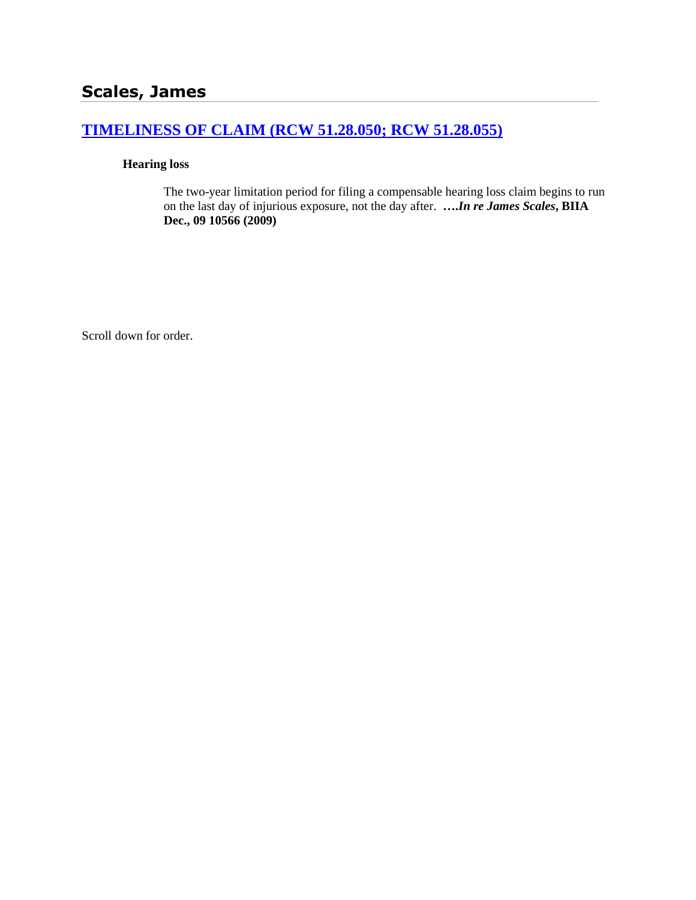## Scales, James

### [TIMELINESS OF CLAIM (RCW 51.28.050; RCW 51.28.055)]()

**Hearing loss**

The two-year limitation period for filing a compensable hearing loss claim begins to run on the last day of injurious exposure, not the day after. **….*In re James Scales*, BIIA Dec., 09 10566 (2009)**

Scroll down for order.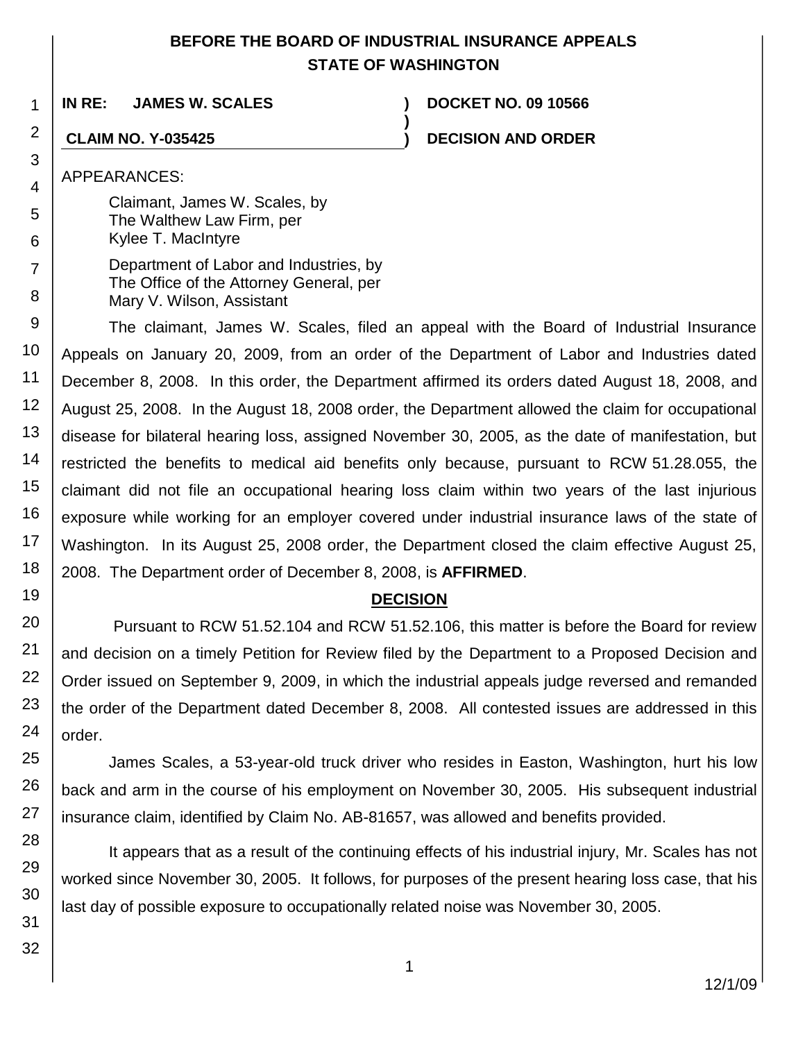**BEFORE THE BOARD OF INDUSTRIAL INSURANCE APPEALS**
**STATE OF WASHINGTON**

| | | |
|---|---|---|
| **IN RE: JAMES W. SCALES** | **)** | **DOCKET NO. 09 10566** |
| | **)** | |
| **CLAIM NO. Y-035425** | **)** | **DECISION AND ORDER** |

APPEARANCES:

Claimant, James W. Scales, by
The Walthew Law Firm, per
Kylee T. MacIntyre

Department of Labor and Industries, by
The Office of the Attorney General, per
Mary V. Wilson, Assistant

The claimant, James W. Scales, filed an appeal with the Board of Industrial Insurance Appeals on January 20, 2009, from an order of the Department of Labor and Industries dated December 8, 2008. In this order, the Department affirmed its orders dated August 18, 2008, and August 25, 2008. In the August 18, 2008 order, the Department allowed the claim for occupational disease for bilateral hearing loss, assigned November 30, 2005, as the date of manifestation, but restricted the benefits to medical aid benefits only because, pursuant to RCW 51.28.055, the claimant did not file an occupational hearing loss claim within two years of the last injurious exposure while working for an employer covered under industrial insurance laws of the state of Washington. In its August 25, 2008 order, the Department closed the claim effective August 25, 2008. The Department order of December 8, 2008, is **AFFIRMED**.

## DECISION

Pursuant to RCW 51.52.104 and RCW 51.52.106, this matter is before the Board for review and decision on a timely Petition for Review filed by the Department to a Proposed Decision and Order issued on September 9, 2009, in which the industrial appeals judge reversed and remanded the order of the Department dated December 8, 2008. All contested issues are addressed in this order.

James Scales, a 53-year-old truck driver who resides in Easton, Washington, hurt his low back and arm in the course of his employment on November 30, 2005. His subsequent industrial insurance claim, identified by Claim No. AB-81657, was allowed and benefits provided.

It appears that as a result of the continuing effects of his industrial injury, Mr. Scales has not worked since November 30, 2005. It follows, for purposes of the present hearing loss case, that his last day of possible exposure to occupationally related noise was November 30, 2005.

12/1/09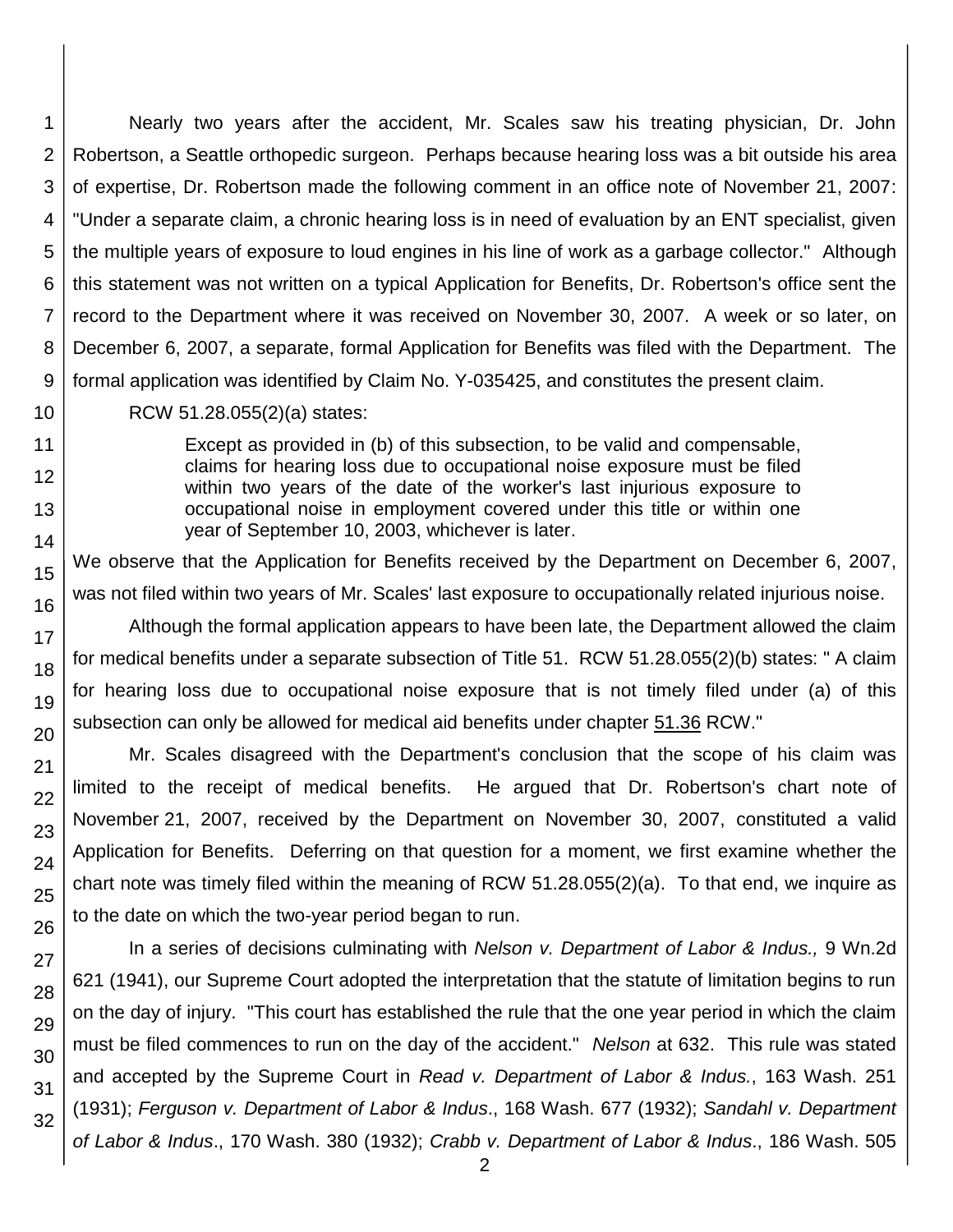Nearly two years after the accident, Mr. Scales saw his treating physician, Dr. John Robertson, a Seattle orthopedic surgeon. Perhaps because hearing loss was a bit outside his area of expertise, Dr. Robertson made the following comment in an office note of November 21, 2007: "Under a separate claim, a chronic hearing loss is in need of evaluation by an ENT specialist, given the multiple years of exposure to loud engines in his line of work as a garbage collector." Although this statement was not written on a typical Application for Benefits, Dr. Robertson's office sent the record to the Department where it was received on November 30, 2007. A week or so later, on December 6, 2007, a separate, formal Application for Benefits was filed with the Department. The formal application was identified by Claim No. Y-035425, and constitutes the present claim.

RCW 51.28.055(2)(a) states:

> Except as provided in (b) of this subsection, to be valid and compensable, claims for hearing loss due to occupational noise exposure must be filed within two years of the date of the worker's last injurious exposure to occupational noise in employment covered under this title or within one year of September 10, 2003, whichever is later.

We observe that the Application for Benefits received by the Department on December 6, 2007, was not filed within two years of Mr. Scales' last exposure to occupationally related injurious noise.

Although the formal application appears to have been late, the Department allowed the claim for medical benefits under a separate subsection of Title 51. RCW 51.28.055(2)(b) states: " A claim for hearing loss due to occupational noise exposure that is not timely filed under (a) of this subsection can only be allowed for medical aid benefits under chapter 51.36 RCW."

Mr. Scales disagreed with the Department's conclusion that the scope of his claim was limited to the receipt of medical benefits. He argued that Dr. Robertson's chart note of November 21, 2007, received by the Department on November 30, 2007, constituted a valid Application for Benefits. Deferring on that question for a moment, we first examine whether the chart note was timely filed within the meaning of RCW 51.28.055(2)(a). To that end, we inquire as to the date on which the two-year period began to run.

In a series of decisions culminating with *Nelson v. Department of Labor & Indus.,* 9 Wn.2d 621 (1941), our Supreme Court adopted the interpretation that the statute of limitation begins to run on the day of injury. "This court has established the rule that the one year period in which the claim must be filed commences to run on the day of the accident." *Nelson* at 632. This rule was stated and accepted by the Supreme Court in *Read v. Department of Labor & Indus.*, 163 Wash. 251 (1931); *Ferguson v. Department of Labor & Indus*., 168 Wash. 677 (1932); *Sandahl v. Department of Labor & Indus*., 170 Wash. 380 (1932); *Crabb v. Department of Labor & Indus*., 186 Wash. 505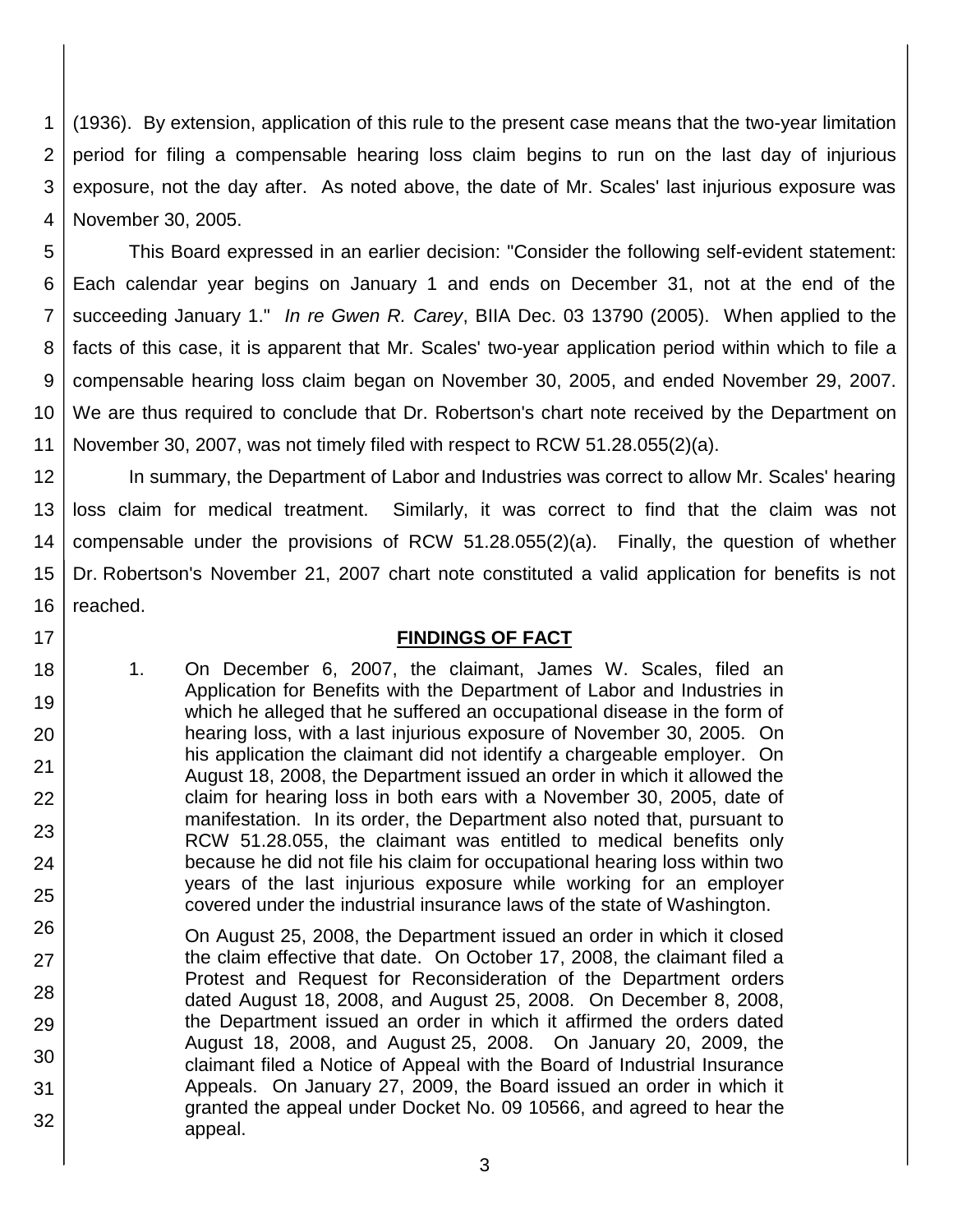(1936). By extension, application of this rule to the present case means that the two-year limitation period for filing a compensable hearing loss claim begins to run on the last day of injurious exposure, not the day after. As noted above, the date of Mr. Scales' last injurious exposure was November 30, 2005.

This Board expressed in an earlier decision: "Consider the following self-evident statement: Each calendar year begins on January 1 and ends on December 31, not at the end of the succeeding January 1." *In re Gwen R. Carey*, BIIA Dec. 03 13790 (2005). When applied to the facts of this case, it is apparent that Mr. Scales' two-year application period within which to file a compensable hearing loss claim began on November 30, 2005, and ended November 29, 2007. We are thus required to conclude that Dr. Robertson's chart note received by the Department on November 30, 2007, was not timely filed with respect to RCW 51.28.055(2)(a).

In summary, the Department of Labor and Industries was correct to allow Mr. Scales' hearing loss claim for medical treatment. Similarly, it was correct to find that the claim was not compensable under the provisions of RCW 51.28.055(2)(a). Finally, the question of whether Dr. Robertson's November 21, 2007 chart note constituted a valid application for benefits is not reached.

## FINDINGS OF FACT

1. On December 6, 2007, the claimant, James W. Scales, filed an Application for Benefits with the Department of Labor and Industries in which he alleged that he suffered an occupational disease in the form of hearing loss, with a last injurious exposure of November 30, 2005. On his application the claimant did not identify a chargeable employer. On August 18, 2008, the Department issued an order in which it allowed the claim for hearing loss in both ears with a November 30, 2005, date of manifestation. In its order, the Department also noted that, pursuant to RCW 51.28.055, the claimant was entitled to medical benefits only because he did not file his claim for occupational hearing loss within two years of the last injurious exposure while working for an employer covered under the industrial insurance laws of the state of Washington.

   On August 25, 2008, the Department issued an order in which it closed the claim effective that date. On October 17, 2008, the claimant filed a Protest and Request for Reconsideration of the Department orders dated August 18, 2008, and August 25, 2008. On December 8, 2008, the Department issued an order in which it affirmed the orders dated August 18, 2008, and August 25, 2008. On January 20, 2009, the claimant filed a Notice of Appeal with the Board of Industrial Insurance Appeals. On January 27, 2009, the Board issued an order in which it granted the appeal under Docket No. 09 10566, and agreed to hear the appeal.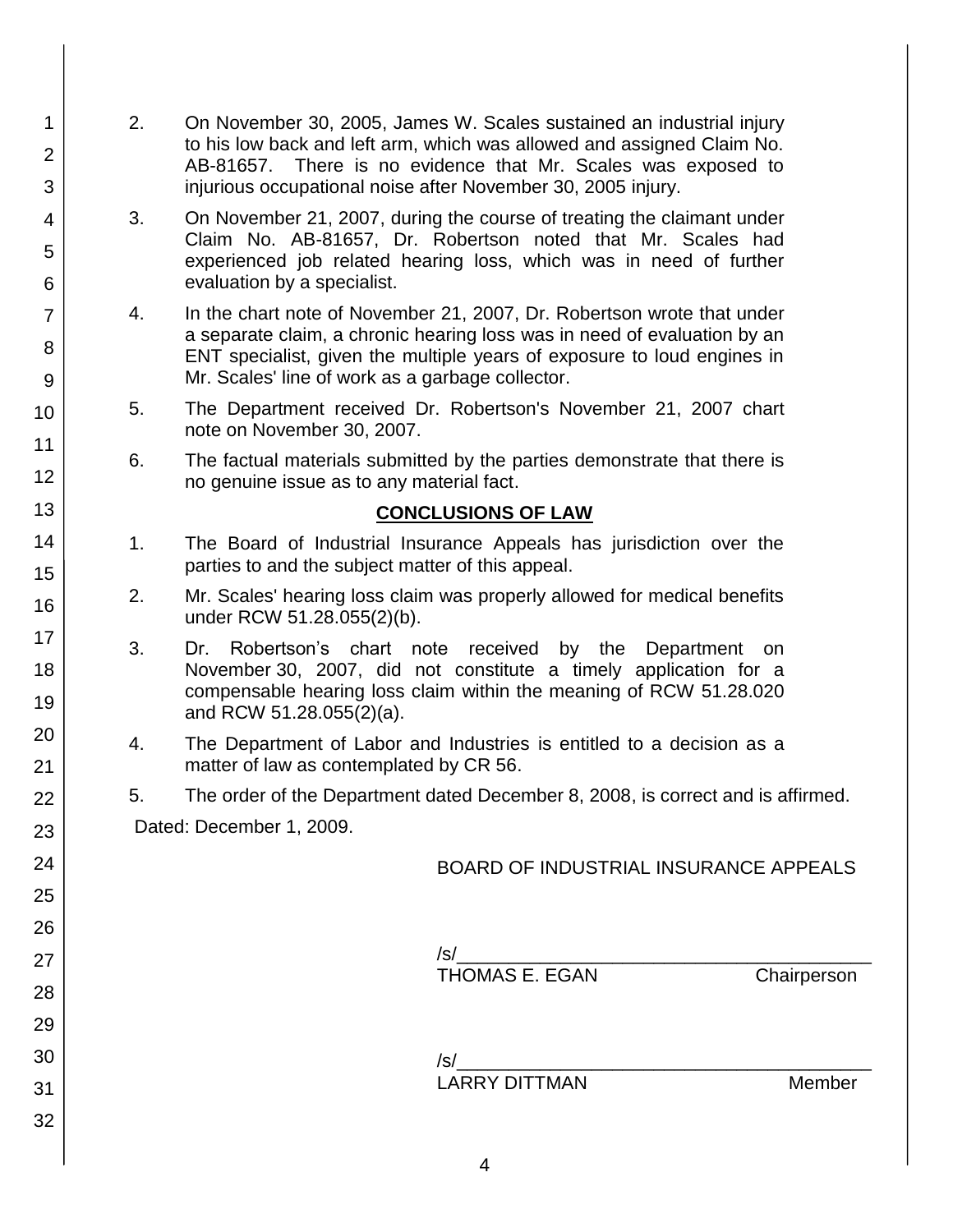2. On November 30, 2005, James W. Scales sustained an industrial injury to his low back and left arm, which was allowed and assigned Claim No. AB-81657. There is no evidence that Mr. Scales was exposed to injurious occupational noise after November 30, 2005 injury.

3. On November 21, 2007, during the course of treating the claimant under Claim No. AB-81657, Dr. Robertson noted that Mr. Scales had experienced job related hearing loss, which was in need of further evaluation by a specialist.

4. In the chart note of November 21, 2007, Dr. Robertson wrote that under a separate claim, a chronic hearing loss was in need of evaluation by an ENT specialist, given the multiple years of exposure to loud engines in Mr. Scales' line of work as a garbage collector.

5. The Department received Dr. Robertson's November 21, 2007 chart note on November 30, 2007.

6. The factual materials submitted by the parties demonstrate that there is no genuine issue as to any material fact.

## CONCLUSIONS OF LAW

1. The Board of Industrial Insurance Appeals has jurisdiction over the parties to and the subject matter of this appeal.

2. Mr. Scales' hearing loss claim was properly allowed for medical benefits under RCW 51.28.055(2)(b).

3. Dr. Robertson's chart note received by the Department on November 30, 2007, did not constitute a timely application for a compensable hearing loss claim within the meaning of RCW 51.28.020 and RCW 51.28.055(2)(a).

4. The Department of Labor and Industries is entitled to a decision as a matter of law as contemplated by CR 56.

5. The order of the Department dated December 8, 2008, is correct and is affirmed.

Dated: December 1, 2009.

BOARD OF INDUSTRIAL INSURANCE APPEALS

/s/________________________________________
THOMAS E. EGAN Chairperson

/s/________________________________________
LARRY DITTMAN Member